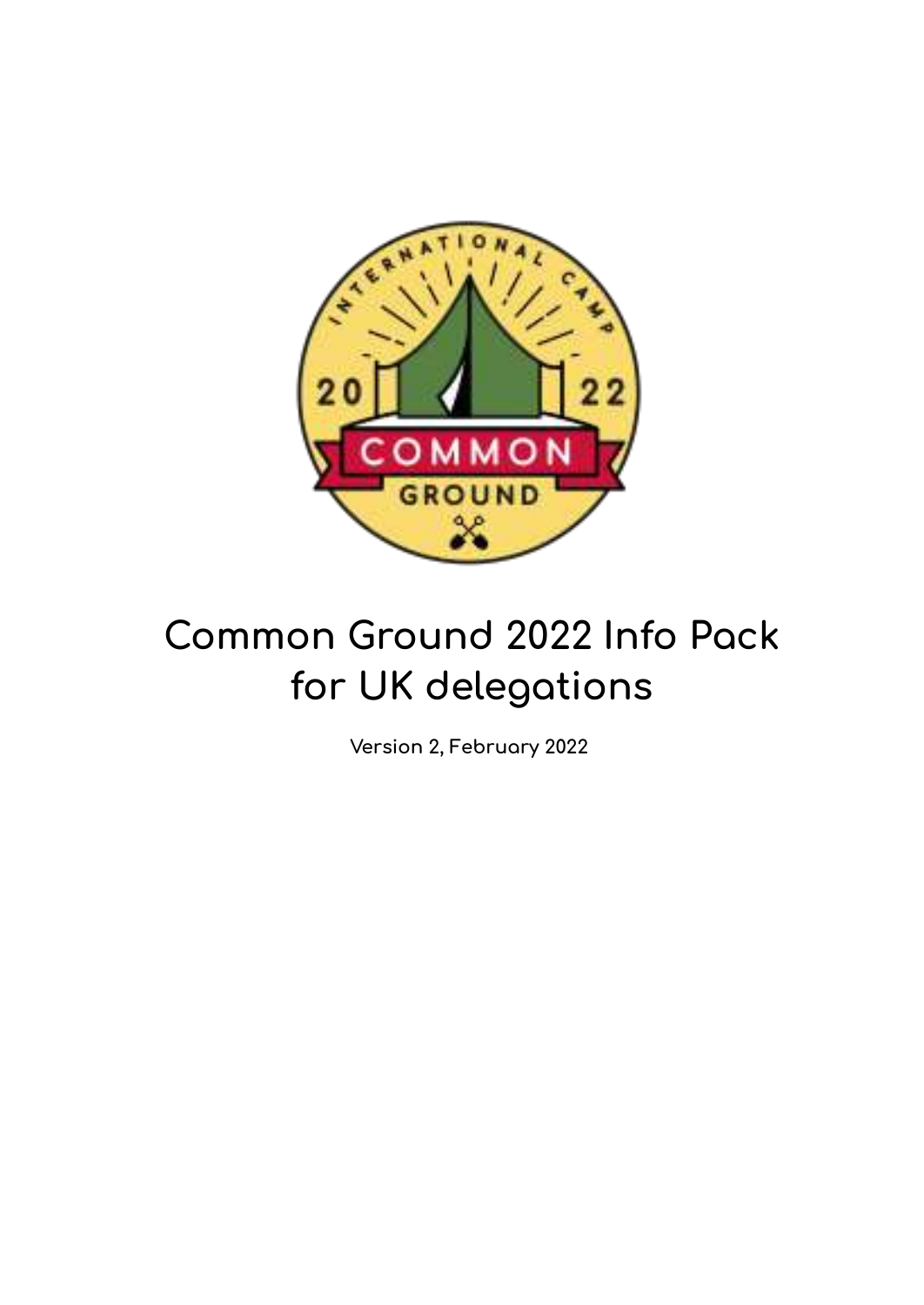# Common Ground 2022 Info Pack for UK delegations

**Version 2, February 2022**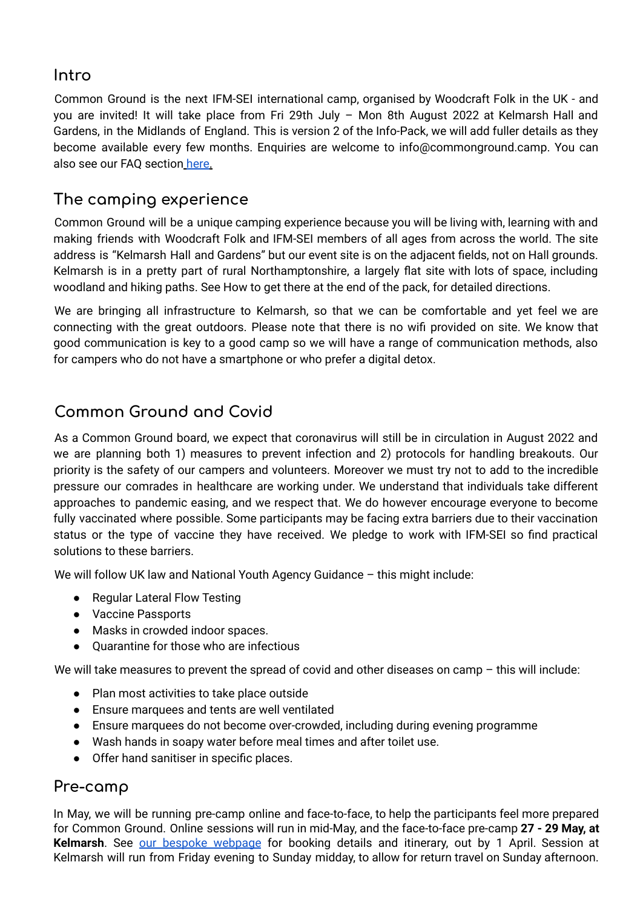## Intro

Common Ground is the next IFM-SEI international camp, organised by Woodcraft Folk in the UK - and you are invited! It will take place from Fri 29th July – Mon 8th August 2022 at Kelmarsh Hall and Gardens, in the Midlands of England. This is version 2 of the Info-Pack, we will add fuller details as they become available every few months. Enquiries are welcome to info@commonground.camp. You can also see our FAQ section [here](here).

## The camping experience

Common Ground will be a unique camping experience because you will be living with, learning with and making friends with Woodcraft Folk and IFM-SEI members of all ages from across the world. The site address is "Kelmarsh Hall and Gardens" but our event site is on the adjacent fields, not on Hall grounds. Kelmarsh is in a pretty part of rural Northamptonshire, a largely flat site with lots of space, including woodland and hiking paths. See How to get there at the end of the pack, for detailed directions.

We are bringing all infrastructure to Kelmarsh, so that we can be comfortable and yet feel we are connecting with the great outdoors. Please note that there is no wifi provided on site. We know that good communication is key to a good camp so we will have a range of communication methods, also for campers who do not have a smartphone or who prefer a digital detox.

## Common Ground and Covid

As a Common Ground board, we expect that coronavirus will still be in circulation in August 2022 and we are planning both 1) measures to prevent infection and 2) protocols for handling breakouts. Our priority is the safety of our campers and volunteers. Moreover we must try not to add to the incredible pressure our comrades in healthcare are working under. We understand that individuals take different approaches to pandemic easing, and we respect that. We do however encourage everyone to become fully vaccinated where possible. Some participants may be facing extra barriers due to their vaccination status or the type of vaccine they have received. We pledge to work with IFM-SEI so find practical solutions to these barriers.

We will follow UK law and National Youth Agency Guidance – this might include:

- Regular Lateral Flow Testing
- Vaccine Passports
- Masks in crowded indoor spaces.
- Quarantine for those who are infectious

We will take measures to prevent the spread of covid and other diseases on camp – this will include:

- Plan most activities to take place outside
- Ensure marquees and tents are well ventilated
- Ensure marquees do not become over-crowded, including during evening programme
- Wash hands in soapy water before meal times and after toilet use.
- Offer hand sanitiser in specific places.

## Pre-camp

In May, we will be running pre-camp online and face-to-face, to help the participants feel more prepared for Common Ground. Online sessions will run in mid-May, and the face-to-face pre-camp **27 - 29 May, at Kelmarsh**. See [our bespoke webpage](our bespoke webpage) for booking details and itinerary, out by 1 April. Session at Kelmarsh will run from Friday evening to Sunday midday, to allow for return travel on Sunday afternoon.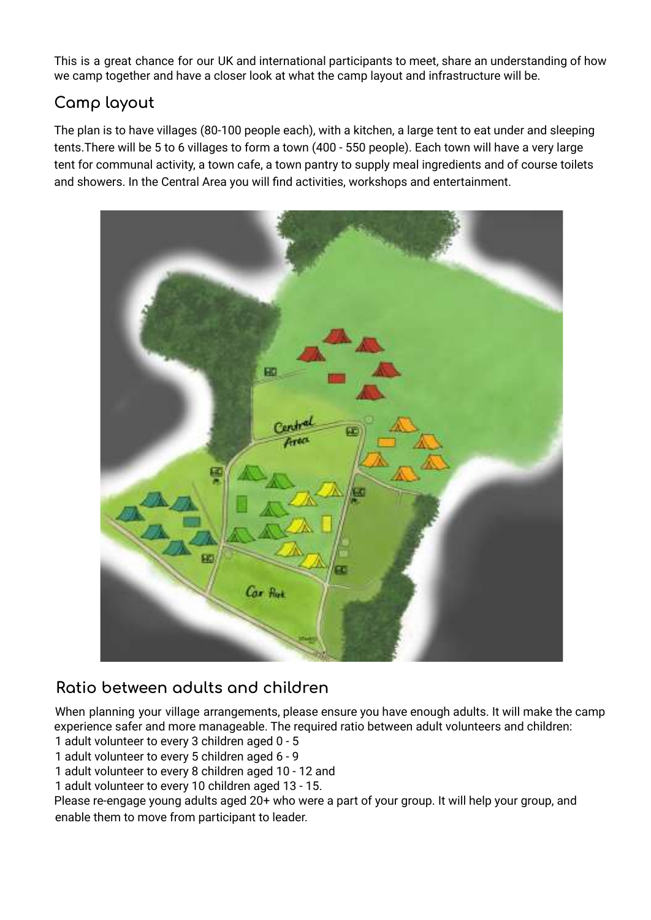This is a great chance for our UK and international participants to meet, share an understanding of how we camp together and have a closer look at what the camp layout and infrastructure will be.

## Camp layout

The plan is to have villages (80-100 people each), with a kitchen, a large tent to eat under and sleeping tents.There will be 5 to 6 villages to form a town (400 - 550 people). Each town will have a very large tent for communal activity, a town cafe, a town pantry to supply meal ingredients and of course toilets and showers. In the Central Area you will find activities, workshops and entertainment.

## Ratio between adults and children

When planning your village arrangements, please ensure you have enough adults. It will make the camp experience safer and more manageable. The required ratio between adult volunteers and children:

1 adult volunteer to every 3 children aged 0 - 5
1 adult volunteer to every 5 children aged 6 - 9
1 adult volunteer to every 8 children aged 10 - 12 and
1 adult volunteer to every 10 children aged 13 - 15.

Please re-engage young adults aged 20+ who were a part of your group. It will help your group, and enable them to move from participant to leader.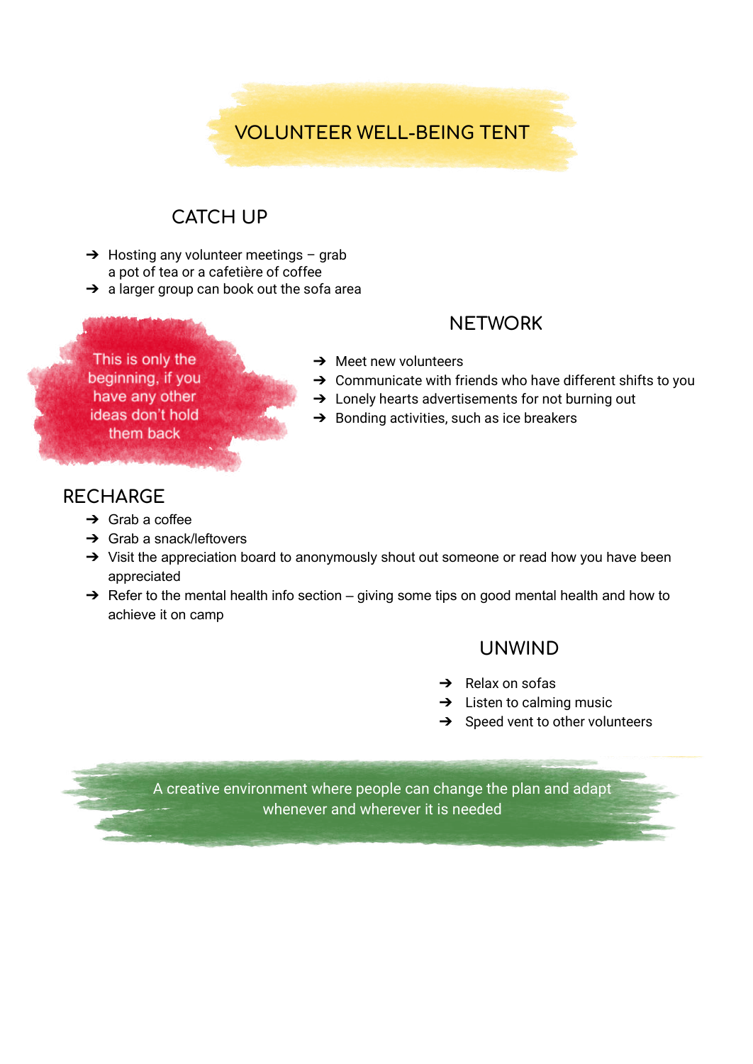# VOLUNTEER WELL-BEING TENT

## CATCH UP

- Hosting any volunteer meetings – grab a pot of tea or a cafetière of coffee
- a larger group can book out the sofa area

This is only the beginning, if you have any other ideas don't hold them back

## NETWORK

- Meet new volunteers
- Communicate with friends who have different shifts to you
- Lonely hearts advertisements for not burning out
- Bonding activities, such as ice breakers

## RECHARGE

- Grab a coffee
- Grab a snack/leftovers
- Visit the appreciation board to anonymously shout out someone or read how you have been appreciated
- Refer to the mental health info section – giving some tips on good mental health and how to achieve it on camp

## UNWIND

- Relax on sofas
- Listen to calming music
- Speed vent to other volunteers

A creative environment where people can change the plan and adapt whenever and wherever it is needed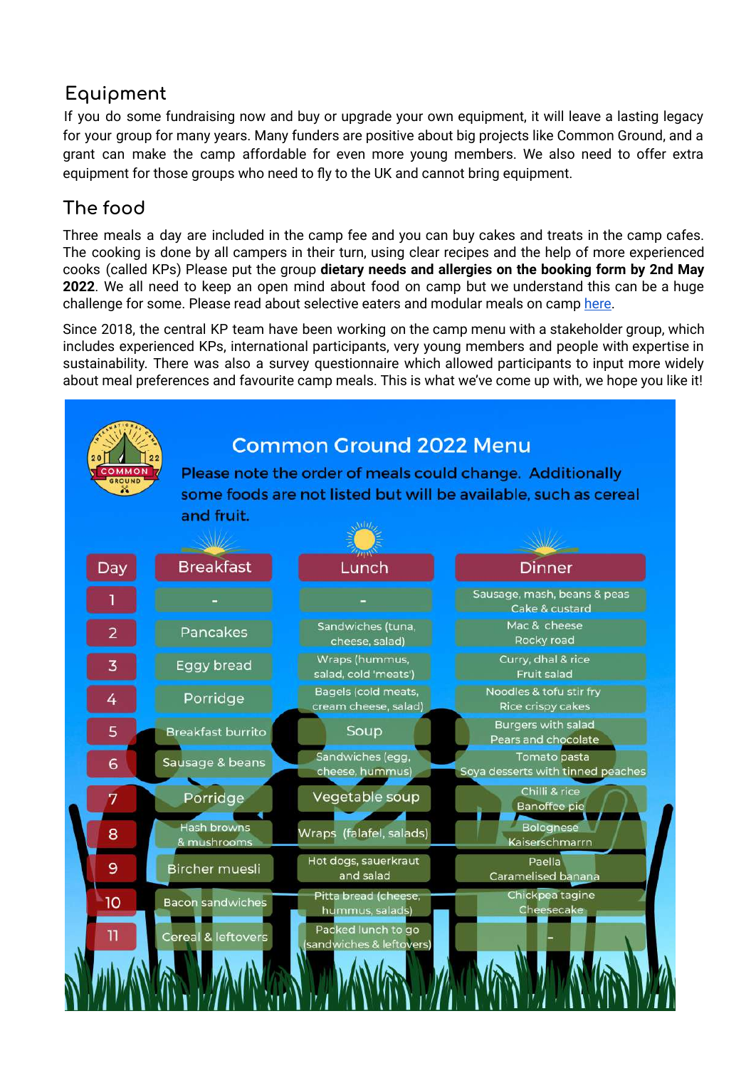## Equipment

If you do some fundraising now and buy or upgrade your own equipment, it will leave a lasting legacy for your group for many years. Many funders are positive about big projects like Common Ground, and a grant can make the camp affordable for even more young members. We also need to offer extra equipment for those groups who need to fly to the UK and cannot bring equipment.

## The food

Three meals a day are included in the camp fee and you can buy cakes and treats in the camp cafes. The cooking is done by all campers in their turn, using clear recipes and the help of more experienced cooks (called KPs) Please put the group **dietary needs and allergies on the booking form by 2nd May 2022**. We all need to keep an open mind about food on camp but we understand this can be a huge challenge for some. Please read about selective eaters and modular meals on camp here.

Since 2018, the central KP team have been working on the camp menu with a stakeholder group, which includes experienced KPs, international participants, very young members and people with expertise in sustainability. There was also a survey questionnaire which allowed participants to input more widely about meal preferences and favourite camp meals. This is what we've come up with, we hope you like it!

### Common Ground 2022 Menu

Please note the order of meals could change. Additionally some foods are not listed but will be available, such as cereal and fruit.

| Day | Breakfast | Lunch | Dinner |
|---|---|---|---|
| 1 | - | - | Sausage, mash, beans & peas<br>Cake & custard |
| 2 | Pancakes | Sandwiches (tuna, cheese, salad) | Mac & cheese<br>Rocky road |
| 3 | Eggy bread | Wraps (hummus, salad, cold 'meats') | Curry, dhal & rice<br>Fruit salad |
| 4 | Porridge | Bagels (cold meats, cream cheese, salad) | Noodles & tofu stir fry<br>Rice crispy cakes |
| 5 | Breakfast burrito | Soup | Burgers with salad<br>Pears and chocolate |
| 6 | Sausage & beans | Sandwiches (egg, cheese, hummus) | Tomato pasta<br>Soya desserts with tinned peaches |
| 7 | Porridge | Vegetable soup | Chilli & rice<br>Banoffee pie |
| 8 | Hash browns & mushrooms | Wraps (falafel, salads) | Bolognese<br>Kaiserschmarrn |
| 9 | Bircher muesli | Hot dogs, sauerkraut and salad | Paella<br>Caramelised banana |
| 10 | Bacon sandwiches | Pitta bread (cheese, hummus, salads) | Chickpea tagine<br>Cheesecake |
| 11 | Cereal & leftovers | Packed lunch to go (sandwiches & leftovers) | - |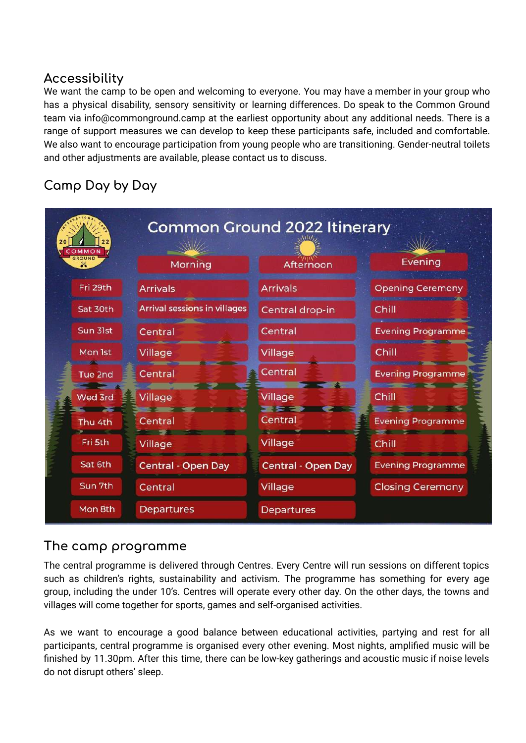## Accessibility

We want the camp to be open and welcoming to everyone. You may have a member in your group who has a physical disability, sensory sensitivity or learning differences. Do speak to the Common Ground team via info@commonground.camp at the earliest opportunity about any additional needs. There is a range of support measures we can develop to keep these participants safe, included and comfortable. We also want to encourage participation from young people who are transitioning. Gender-neutral toilets and other adjustments are available, please contact us to discuss.

## Camp Day by Day

**Common Ground 2022 Itinerary**

| | Morning | Afternoon | Evening |
|---|---|---|---|
| Fri 29th | Arrivals | Arrivals | Opening Ceremony |
| Sat 30th | Arrival sessions in villages | Central drop-in | Chill |
| Sun 31st | Central | Central | Evening Programme |
| Mon 1st | Village | Village | Chill |
| Tue 2nd | Central | Central | Evening Programme |
| Wed 3rd | Village | Village | Chill |
| Thu 4th | Central | Central | Evening Programme |
| Fri 5th | Village | Village | Chill |
| Sat 6th | Central - Open Day | Central - Open Day | Evening Programme |
| Sun 7th | Central | Village | Closing Ceremony |
| Mon 8th | Departures | Departures | |

## The camp programme

The central programme is delivered through Centres. Every Centre will run sessions on different topics such as children's rights, sustainability and activism. The programme has something for every age group, including the under 10's. Centres will operate every other day. On the other days, the towns and villages will come together for sports, games and self-organised activities.

As we want to encourage a good balance between educational activities, partying and rest for all participants, central programme is organised every other evening. Most nights, amplified music will be finished by 11.30pm. After this time, there can be low-key gatherings and acoustic music if noise levels do not disrupt others' sleep.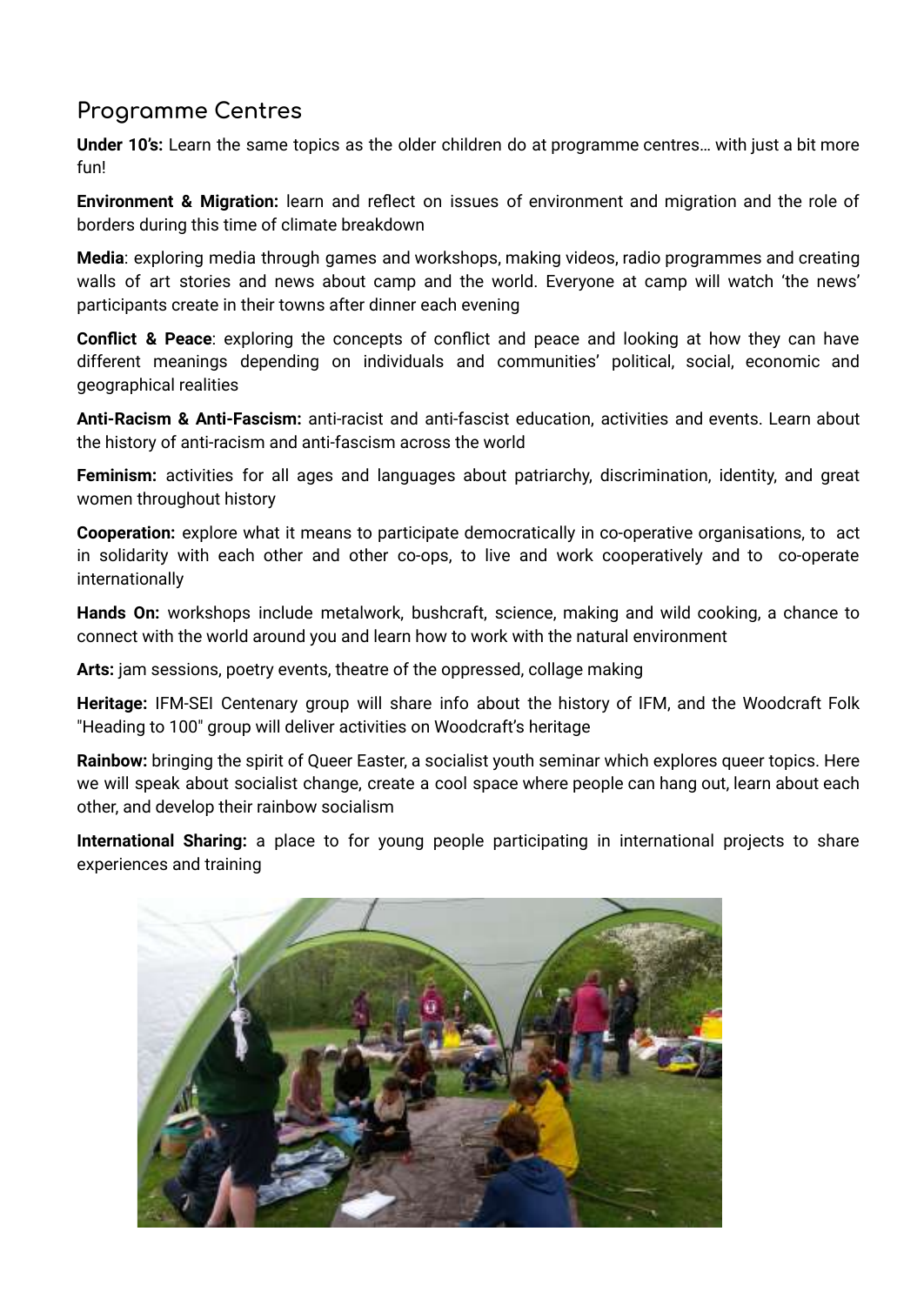## Programme Centres

**Under 10's:** Learn the same topics as the older children do at programme centres… with just a bit more fun!

**Environment & Migration:** learn and reflect on issues of environment and migration and the role of borders during this time of climate breakdown

**Media**: exploring media through games and workshops, making videos, radio programmes and creating walls of art stories and news about camp and the world. Everyone at camp will watch 'the news' participants create in their towns after dinner each evening

**Conflict & Peace**: exploring the concepts of conflict and peace and looking at how they can have different meanings depending on individuals and communities' political, social, economic and geographical realities

**Anti-Racism & Anti-Fascism:** anti-racist and anti-fascist education, activities and events. Learn about the history of anti-racism and anti-fascism across the world

**Feminism:** activities for all ages and languages about patriarchy, discrimination, identity, and great women throughout history

**Cooperation:** explore what it means to participate democratically in co-operative organisations, to act in solidarity with each other and other co-ops, to live and work cooperatively and to co-operate internationally

**Hands On:** workshops include metalwork, bushcraft, science, making and wild cooking, a chance to connect with the world around you and learn how to work with the natural environment

**Arts:** jam sessions, poetry events, theatre of the oppressed, collage making

**Heritage:** IFM-SEI Centenary group will share info about the history of IFM, and the Woodcraft Folk "Heading to 100" group will deliver activities on Woodcraft's heritage

**Rainbow:** bringing the spirit of Queer Easter, a socialist youth seminar which explores queer topics. Here we will speak about socialist change, create a cool space where people can hang out, learn about each other, and develop their rainbow socialism

**International Sharing:** a place to for young people participating in international projects to share experiences and training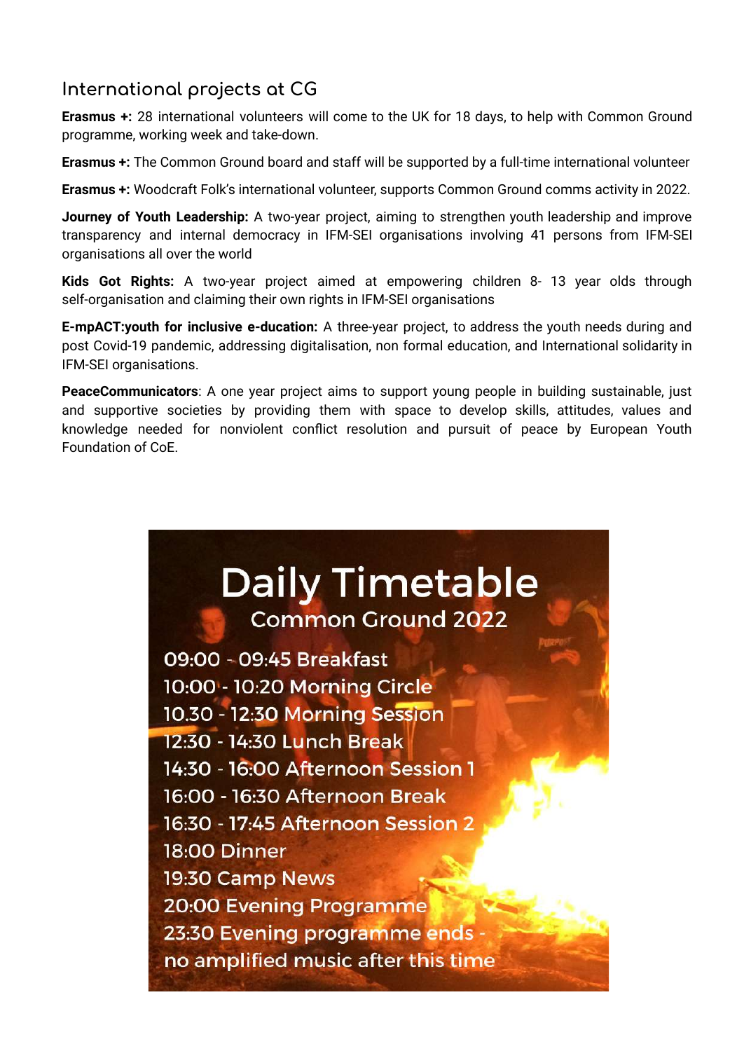## International projects at CG

**Erasmus +:** 28 international volunteers will come to the UK for 18 days, to help with Common Ground programme, working week and take-down.

**Erasmus +:** The Common Ground board and staff will be supported by a full-time international volunteer

**Erasmus +:** Woodcraft Folk's international volunteer, supports Common Ground comms activity in 2022.

**Journey of Youth Leadership:** A two-year project, aiming to strengthen youth leadership and improve transparency and internal democracy in IFM-SEI organisations involving 41 persons from IFM-SEI organisations all over the world

**Kids Got Rights:** A two-year project aimed at empowering children 8- 13 year olds through self-organisation and claiming their own rights in IFM-SEI organisations

**E-mpACT:youth for inclusive e-ducation:** A three-year project, to address the youth needs during and post Covid-19 pandemic, addressing digitalisation, non formal education, and International solidarity in IFM-SEI organisations.

**PeaceCommunicators**: A one year project aims to support young people in building sustainable, just and supportive societies by providing them with space to develop skills, attitudes, values and knowledge needed for nonviolent conflict resolution and pursuit of peace by European Youth Foundation of CoE.

# Daily Timetable

### Common Ground 2022

09:00 - 09:45 Breakfast
10:00 - 10:20 Morning Circle
10.30 - 12:30 Morning Session
12:30 - 14:30 Lunch Break
14:30 - 16:00 Afternoon Session 1
16:00 - 16:30 Afternoon Break
16:30 - 17:45 Afternoon Session 2
18:00 Dinner
19:30 Camp News
20:00 Evening Programme
23:30 Evening programme ends - no amplified music after this time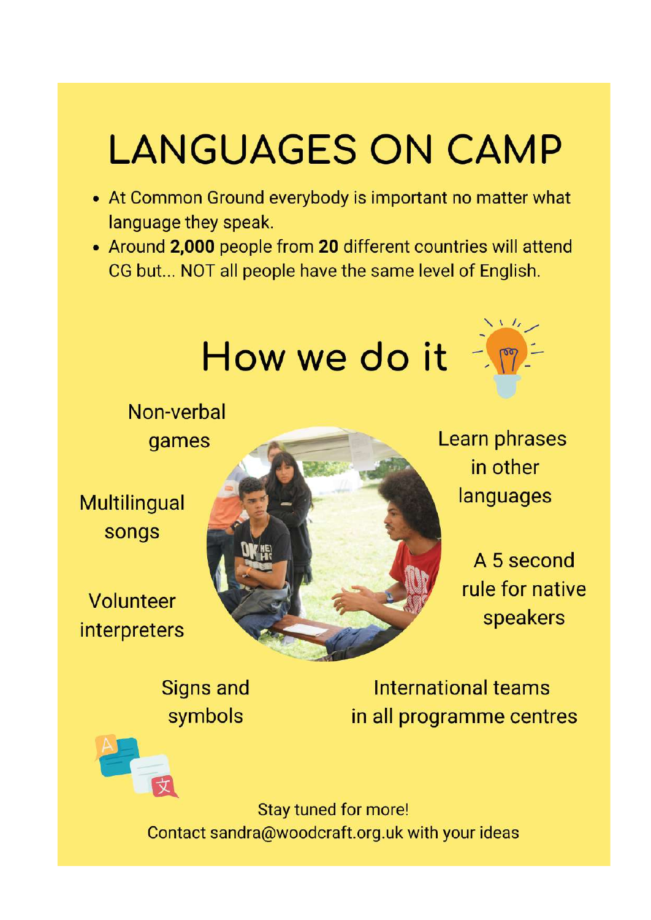# LANGUAGES ON CAMP

- At Common Ground everybody is important no matter what language they speak.
- Around **2,000** people from **20** different countries will attend CG but... NOT all people have the same level of English.

## How we do it

- Non-verbal games
- Multilingual songs
- Volunteer interpreters
- Signs and symbols
- Learn phrases in other languages
- A 5 second rule for native speakers
- International teams in all programme centres

Stay tuned for more!
Contact sandra@woodcraft.org.uk with your ideas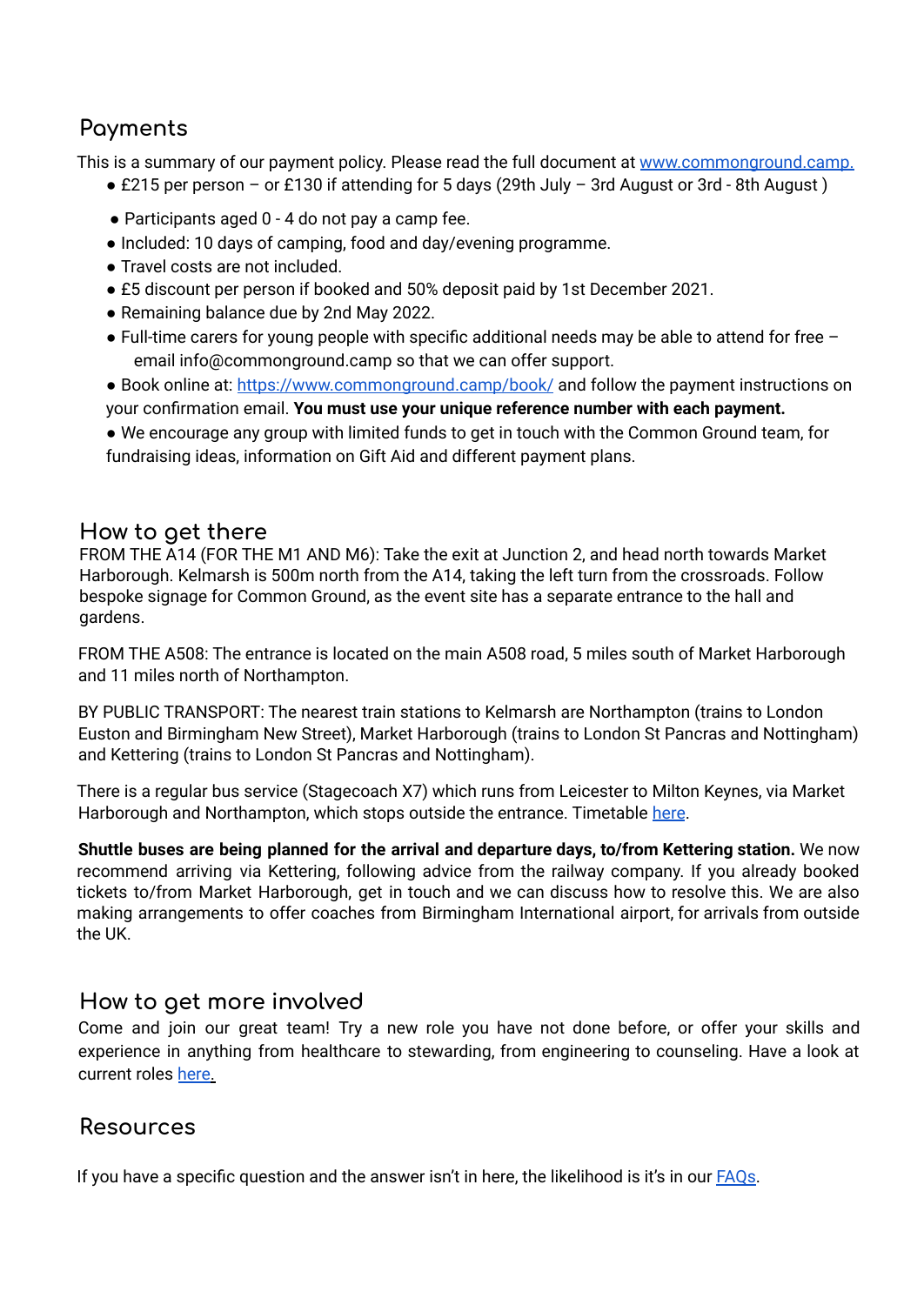## Payments

This is a summary of our payment policy. Please read the full document at [www.commonground.camp.](www.commonground.camp)

- £215 per person – or £130 if attending for 5 days (29th July – 3rd August or 3rd - 8th August )
- Participants aged 0 - 4 do not pay a camp fee.
- Included: 10 days of camping, food and day/evening programme.
- Travel costs are not included.
- £5 discount per person if booked and 50% deposit paid by 1st December 2021.
- Remaining balance due by 2nd May 2022.
- Full-time carers for young people with specific additional needs may be able to attend for free – email info@commonground.camp so that we can offer support.
- Book online at: [https://www.commonground.camp/book/](https://www.commonground.camp/book/) and follow the payment instructions on your confirmation email. **You must use your unique reference number with each payment.**
- We encourage any group with limited funds to get in touch with the Common Ground team, for fundraising ideas, information on Gift Aid and different payment plans.

## How to get there

FROM THE A14 (FOR THE M1 AND M6): Take the exit at Junction 2, and head north towards Market Harborough. Kelmarsh is 500m north from the A14, taking the left turn from the crossroads. Follow bespoke signage for Common Ground, as the event site has a separate entrance to the hall and gardens.

FROM THE A508: The entrance is located on the main A508 road, 5 miles south of Market Harborough and 11 miles north of Northampton.

BY PUBLIC TRANSPORT: The nearest train stations to Kelmarsh are Northampton (trains to London Euston and Birmingham New Street), Market Harborough (trains to London St Pancras and Nottingham) and Kettering (trains to London St Pancras and Nottingham).

There is a regular bus service (Stagecoach X7) which runs from Leicester to Milton Keynes, via Market Harborough and Northampton, which stops outside the entrance. Timetable here.

**Shuttle buses are being planned for the arrival and departure days, to/from Kettering station.** We now recommend arriving via Kettering, following advice from the railway company. If you already booked tickets to/from Market Harborough, get in touch and we can discuss how to resolve this. We are also making arrangements to offer coaches from Birmingham International airport, for arrivals from outside the UK.

## How to get more involved

Come and join our great team! Try a new role you have not done before, or offer your skills and experience in anything from healthcare to stewarding, from engineering to counseling. Have a look at current roles here.

## Resources

If you have a specific question and the answer isn't in here, the likelihood is it's in our FAQs.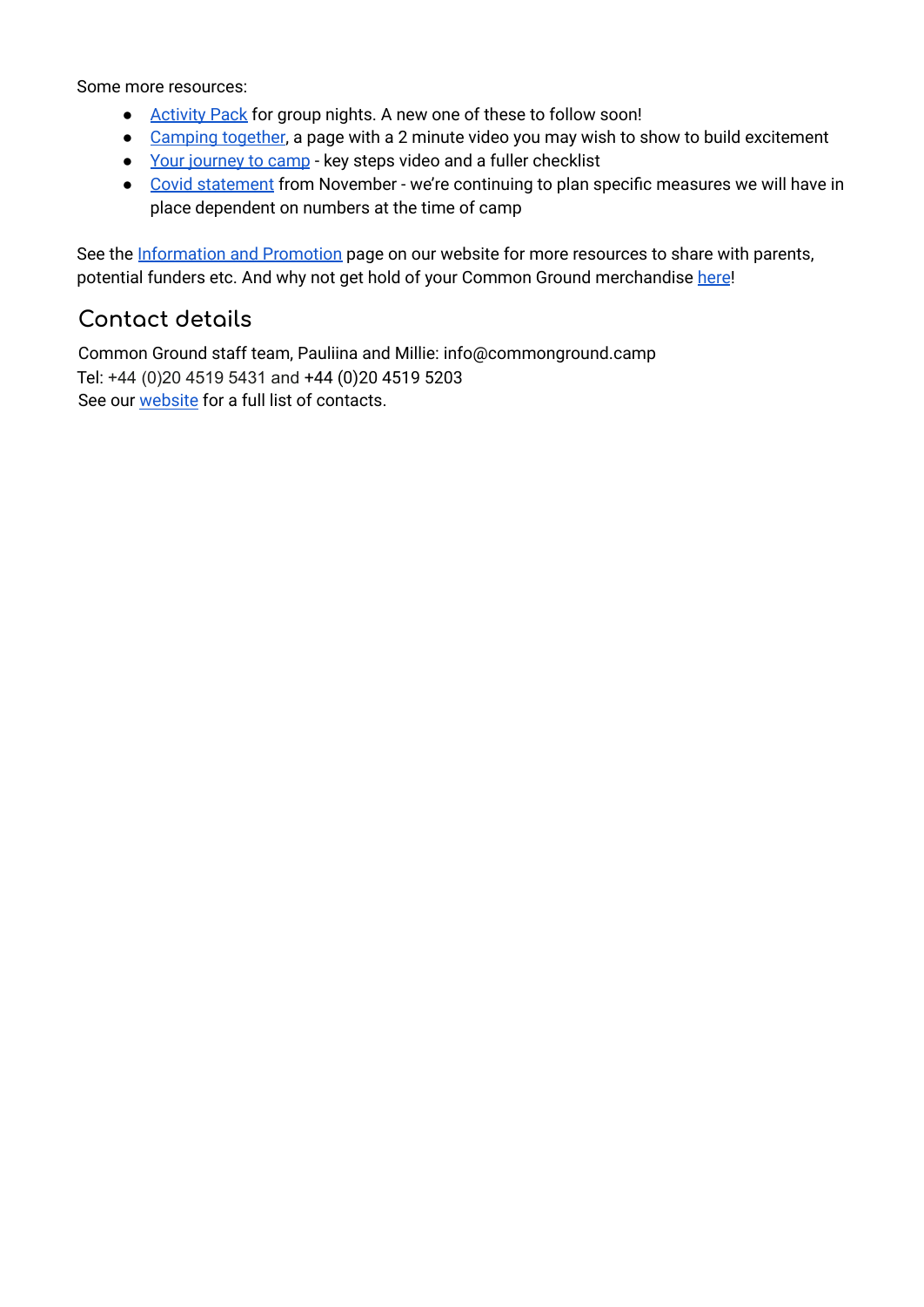Some more resources:

- Activity Pack for group nights. A new one of these to follow soon!
- Camping together, a page with a 2 minute video you may wish to show to build excitement
- Your journey to camp - key steps video and a fuller checklist
- Covid statement from November - we're continuing to plan specific measures we will have in place dependent on numbers at the time of camp

See the Information and Promotion page on our website for more resources to share with parents, potential funders etc. And why not get hold of your Common Ground merchandise here!

## Contact details

Common Ground staff team, Pauliina and Millie: info@commonground.camp
Tel: +44 (0)20 4519 5431 and +44 (0)20 4519 5203
See our website for a full list of contacts.